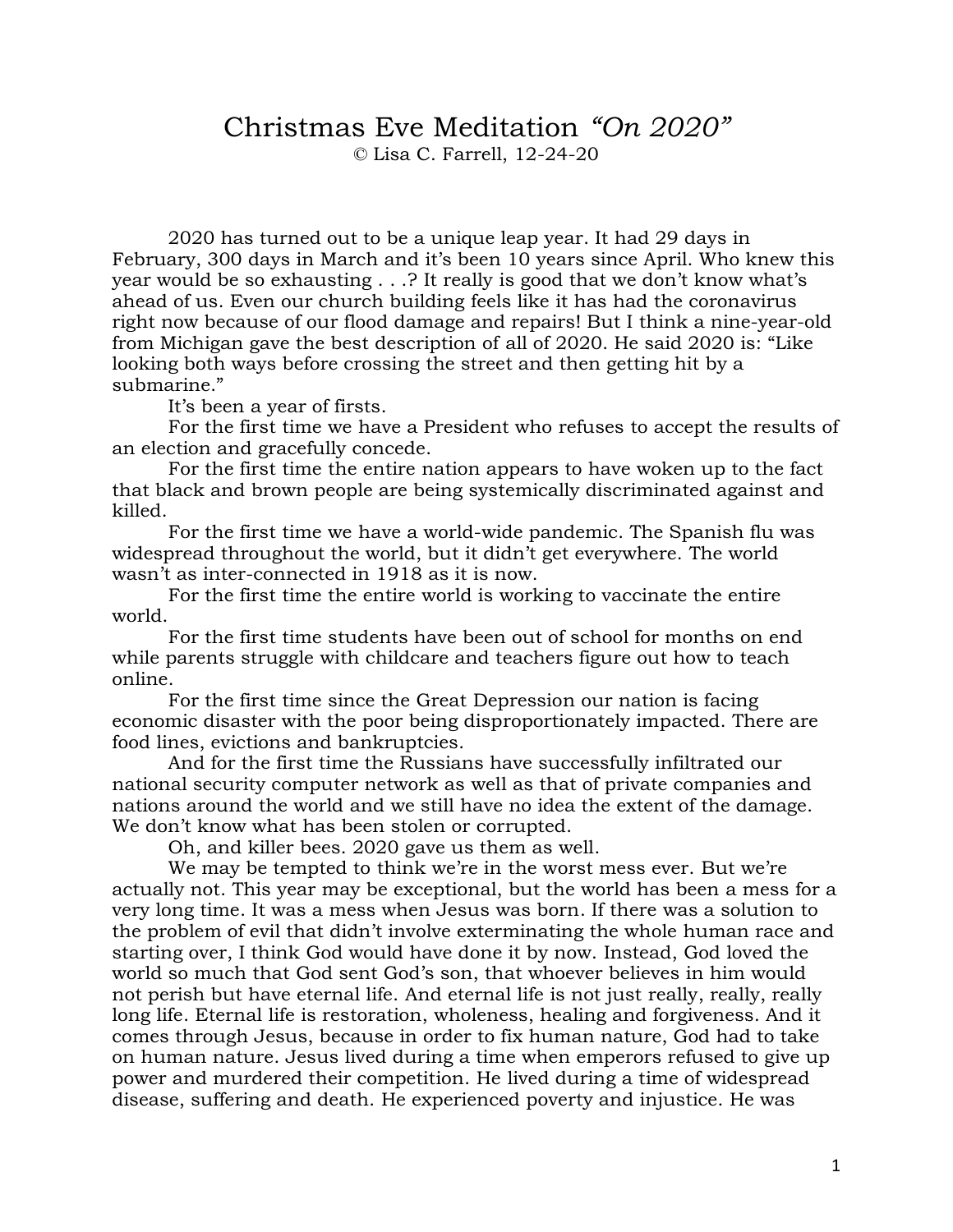# Christmas Eve Meditation *"On 2020"*

© Lisa C. Farrell, 12-24-20

2020 has turned out to be a unique leap year. It had 29 days in February, 300 days in March and it's been 10 years since April. Who knew this year would be so exhausting . . .? It really is good that we don't know what's ahead of us. Even our church building feels like it has had the coronavirus right now because of our flood damage and repairs! But I think a nine-year-old from Michigan gave the best description of all of 2020. He said 2020 is: "Like looking both ways before crossing the street and then getting hit by a submarine."

It's been a year of firsts.

For the first time we have a President who refuses to accept the results of an election and gracefully concede.

For the first time the entire nation appears to have woken up to the fact that black and brown people are being systemically discriminated against and killed.

For the first time we have a world-wide pandemic. The Spanish flu was widespread throughout the world, but it didn't get everywhere. The world wasn't as inter-connected in 1918 as it is now.

For the first time the entire world is working to vaccinate the entire world.

For the first time students have been out of school for months on end while parents struggle with childcare and teachers figure out how to teach online.

For the first time since the Great Depression our nation is facing economic disaster with the poor being disproportionately impacted. There are food lines, evictions and bankruptcies.

And for the first time the Russians have successfully infiltrated our national security computer network as well as that of private companies and nations around the world and we still have no idea the extent of the damage. We don't know what has been stolen or corrupted.

Oh, and killer bees. 2020 gave us them as well.

We may be tempted to think we're in the worst mess ever. But we're actually not. This year may be exceptional, but the world has been a mess for a very long time. It was a mess when Jesus was born. If there was a solution to the problem of evil that didn't involve exterminating the whole human race and starting over, I think God would have done it by now. Instead, God loved the world so much that God sent God's son, that whoever believes in him would not perish but have eternal life. And eternal life is not just really, really, really long life. Eternal life is restoration, wholeness, healing and forgiveness. And it comes through Jesus, because in order to fix human nature, God had to take on human nature. Jesus lived during a time when emperors refused to give up power and murdered their competition. He lived during a time of widespread disease, suffering and death. He experienced poverty and injustice. He was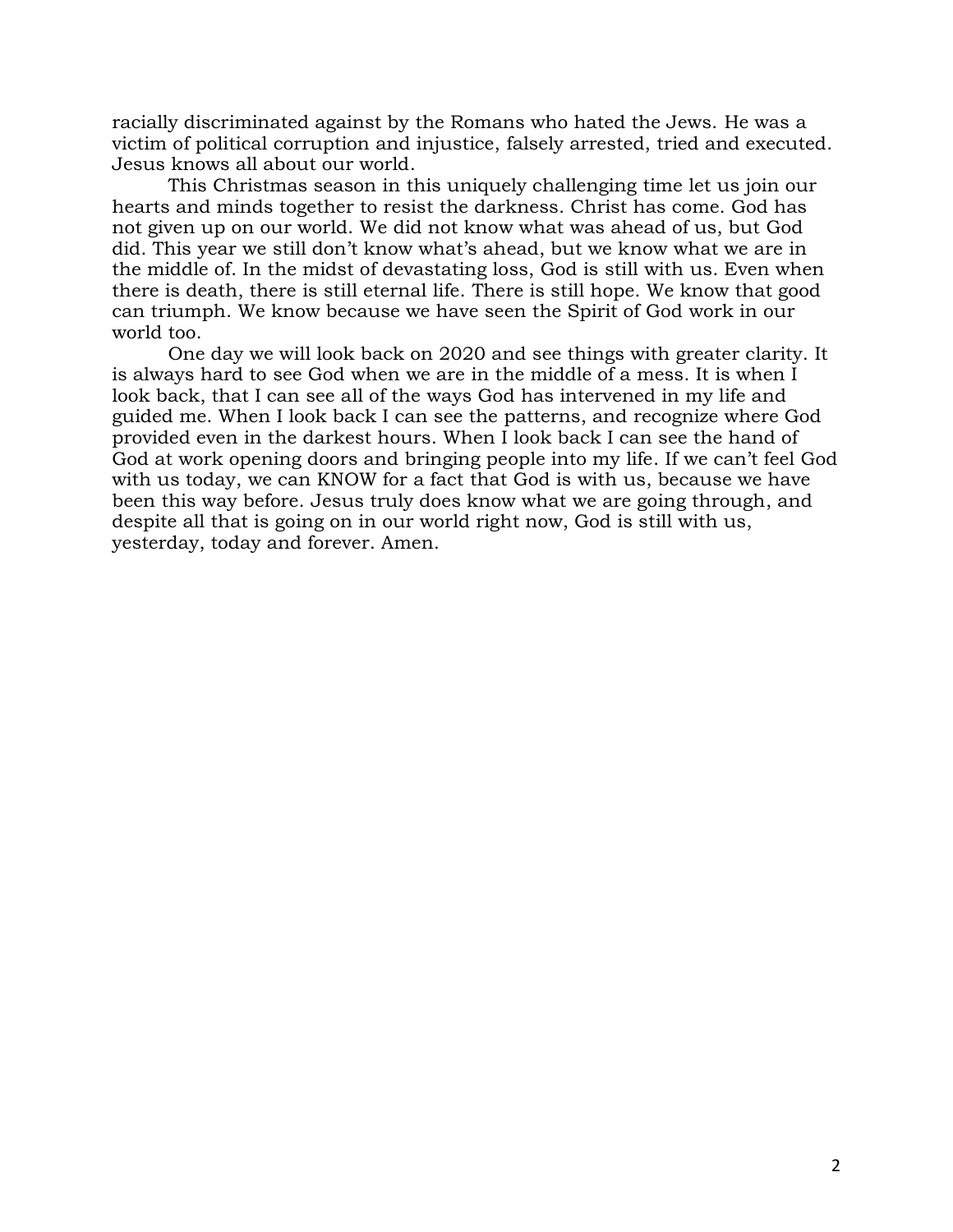racially discriminated against by the Romans who hated the Jews. He was a victim of political corruption and injustice, falsely arrested, tried and executed. Jesus knows all about our world.

This Christmas season in this uniquely challenging time let us join our hearts and minds together to resist the darkness. Christ has come. God has not given up on our world. We did not know what was ahead of us, but God did. This year we still don't know what's ahead, but we know what we are in the middle of. In the midst of devastating loss, God is still with us. Even when there is death, there is still eternal life. There is still hope. We know that good can triumph. We know because we have seen the Spirit of God work in our world too.

One day we will look back on 2020 and see things with greater clarity. It is always hard to see God when we are in the middle of a mess. It is when I look back, that I can see all of the ways God has intervened in my life and guided me. When I look back I can see the patterns, and recognize where God provided even in the darkest hours. When I look back I can see the hand of God at work opening doors and bringing people into my life. If we can't feel God with us today, we can KNOW for a fact that God is with us, because we have been this way before. Jesus truly does know what we are going through, and despite all that is going on in our world right now, God is still with us, yesterday, today and forever. Amen.